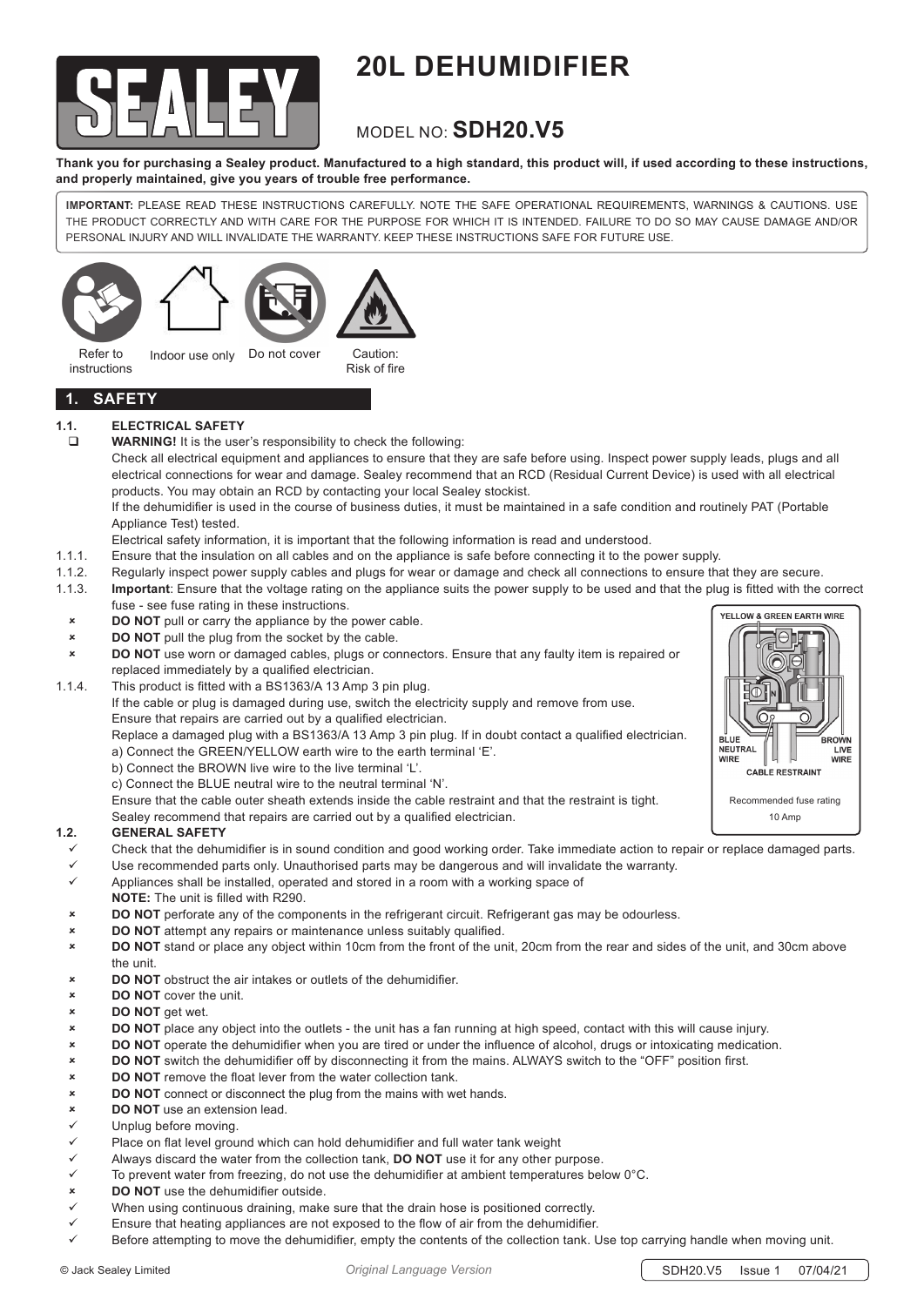# 20L DEHUMIDIFIER

## MODEL NO: **SDH20.V5**

**Thank you for purchasing a Sealey product. Manufactured to a high standard, this product will, if used according to these instructions, and properly maintained, give you years of trouble free performance.**

**IMPORTANT:** PLEASE READ THESE INSTRUCTIONS CAREFULLY. NOTE THE SAFE OPERATIONAL REQUIREMENTS, WARNINGS & CAUTIONS. USE THE PRODUCT CORRECTLY AND WITH CARE FOR THE PURPOSE FOR WHICH IT IS INTENDED. FAILURE TO DO SO MAY CAUSE DAMAGE AND/OR PERSONAL INJURY AND WILL INVALIDATE THE WARRANTY. KEEP THESE INSTRUCTIONS SAFE FOR FUTURE USE.

Refer to instructions | Indoor use only | Do not cover | Caution: Risk of fire

## 1. SAFETY

### 1.1. ELECTRICAL SAFETY

- **WARNING!** It is the user's responsibility to check the following:
  Check all electrical equipment and appliances to ensure that they are safe before using. Inspect power supply leads, plugs and all electrical connections for wear and damage. Sealey recommend that an RCD (Residual Current Device) is used with all electrical products. You may obtain an RCD by contacting your local Sealey stockist.
  If the dehumidifier is used in the course of business duties, it must be maintained in a safe condition and routinely PAT (Portable Appliance Test) tested.
  Electrical safety information, it is important that the following information is read and understood.

1.1.1. Ensure that the insulation on all cables and on the appliance is safe before connecting it to the power supply.

1.1.2. Regularly inspect power supply cables and plugs for wear or damage and check all connections to ensure that they are secure.

1.1.3. **Important**: Ensure that the voltage rating on the appliance suits the power supply to be used and that the plug is fitted with the correct fuse - see fuse rating in these instructions.

- ✗ **DO NOT** pull or carry the appliance by the power cable.
- ✗ **DO NOT** pull the plug from the socket by the cable.
- ✗ **DO NOT** use worn or damaged cables, plugs or connectors. Ensure that any faulty item is repaired or replaced immediately by a qualified electrician.

1.1.4. This product is fitted with a BS1363/A 13 Amp 3 pin plug.
If the cable or plug is damaged during use, switch the electricity supply and remove from use.
Ensure that repairs are carried out by a qualified electrician.
Replace a damaged plug with a BS1363/A 13 Amp 3 pin plug. If in doubt contact a qualified electrician.
a) Connect the GREEN/YELLOW earth wire to the earth terminal 'E'.
b) Connect the BROWN live wire to the live terminal 'L'.
c) Connect the BLUE neutral wire to the neutral terminal 'N'.
Ensure that the cable outer sheath extends inside the cable restraint and that the restraint is tight.
Sealey recommend that repairs are carried out by a qualified electrician.

YELLOW & GREEN EARTH WIRE — BLUE NEUTRAL WIRE — BROWN LIVE WIRE — CABLE RESTRAINT

Recommended fuse rating 10 Amp

### 1.2. GENERAL SAFETY

- ✓ Check that the dehumidifier is in sound condition and good working order. Take immediate action to repair or replace damaged parts.
- ✓ Use recommended parts only. Unauthorised parts may be dangerous and will invalidate the warranty.
- ✓ Appliances shall be installed, operated and stored in a room with a working space of
  **NOTE:** The unit is filled with R290.
- ✗ **DO NOT** perforate any of the components in the refrigerant circuit. Refrigerant gas may be odourless.
- ✗ **DO NOT** attempt any repairs or maintenance unless suitably qualified.
- ✗ **DO NOT** stand or place any object within 10cm from the front of the unit, 20cm from the rear and sides of the unit, and 30cm above the unit.
- ✗ **DO NOT** obstruct the air intakes or outlets of the dehumidifier.
- ✗ **DO NOT** cover the unit.
- ✗ **DO NOT** get wet.
- ✗ **DO NOT** place any object into the outlets - the unit has a fan running at high speed, contact with this will cause injury.
- ✗ **DO NOT** operate the dehumidifier when you are tired or under the influence of alcohol, drugs or intoxicating medication.
- ✗ **DO NOT** switch the dehumidifier off by disconnecting it from the mains. ALWAYS switch to the "OFF" position first.
- ✗ **DO NOT** remove the float lever from the water collection tank.
- ✗ **DO NOT** connect or disconnect the plug from the mains with wet hands.
- ✗ **DO NOT** use an extension lead.
- ✓ Unplug before moving.
- ✓ Place on flat level ground which can hold dehumidifier and full water tank weight
- ✓ Always discard the water from the collection tank, **DO NOT** use it for any other purpose.
- ✓ To prevent water from freezing, do not use the dehumidifier at ambient temperatures below 0°C.
- ✗ **DO NOT** use the dehumidifier outside.
- ✓ When using continuous draining, make sure that the drain hose is positioned correctly.
- ✓ Ensure that heating appliances are not exposed to the flow of air from the dehumidifier.
- ✓ Before attempting to move the dehumidifier, empty the contents of the collection tank. Use top carrying handle when moving unit.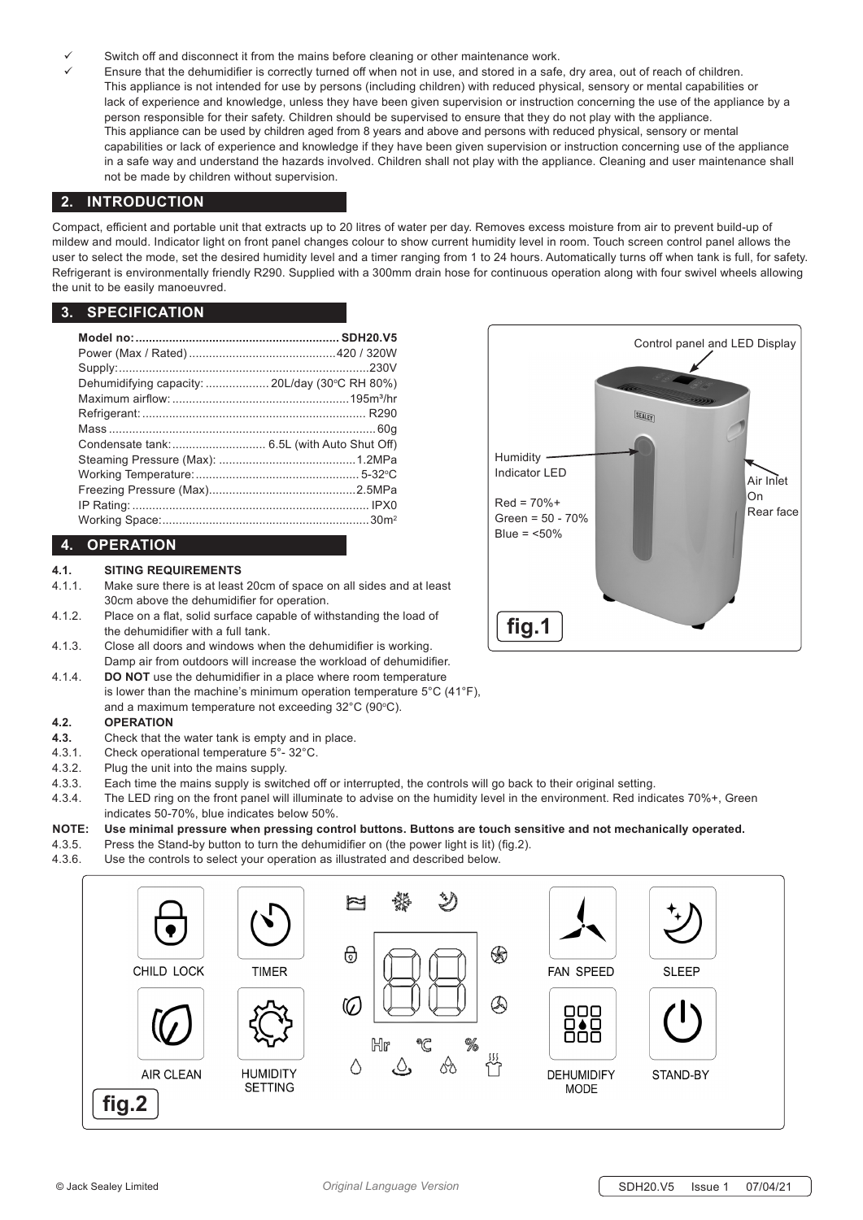- ✓ Switch off and disconnect it from the mains before cleaning or other maintenance work.
- ✓ Ensure that the dehumidifier is correctly turned off when not in use, and stored in a safe, dry area, out of reach of children.
  This appliance is not intended for use by persons (including children) with reduced physical, sensory or mental capabilities or lack of experience and knowledge, unless they have been given supervision or instruction concerning the use of the appliance by a person responsible for their safety. Children should be supervised to ensure that they do not play with the appliance.
  This appliance can be used by children aged from 8 years and above and persons with reduced physical, sensory or mental capabilities or lack of experience and knowledge if they have been given supervision or instruction concerning use of the appliance in a safe way and understand the hazards involved. Children shall not play with the appliance. Cleaning and user maintenance shall not be made by children without supervision.

## 2. INTRODUCTION

Compact, efficient and portable unit that extracts up to 20 litres of water per day. Removes excess moisture from air to prevent build-up of mildew and mould. Indicator light on front panel changes colour to show current humidity level in room. Touch screen control panel allows the user to select the mode, set the desired humidity level and a timer ranging from 1 to 24 hours. Automatically turns off when tank is full, for safety. Refrigerant is environmentally friendly R290. Supplied with a 300mm drain hose for continuous operation along with four swivel wheels allowing the unit to be easily manoeuvred.

## 3. SPECIFICATION

| | |
|---|---|
| **Model no:** | **SDH20.V5** |
| Power (Max / Rated) | 420 / 320W |
| Supply: | 230V |
| Dehumidifying capacity: | 20L/day (30°C RH 80%) |
| Maximum airflow: | 195m³/hr |
| Refrigerant: | R290 |
| Mass | 60g |
| Condensate tank: | 6.5L (with Auto Shut Off) |
| Steaming Pressure (Max): | 1.2MPa |
| Working Temperature: | 5-32°C |
| Freezing Pressure (Max) | 2.5MPa |
| IP Rating: | IPX0 |
| Working Space: | 30m² |

Control panel and LED Display

Humidity Indicator LED

Red = 70%+
Green = 50 - 70%
Blue = <50%

Air Inlet On Rear face

fig.1

## 4. OPERATION

**4.1. SITING REQUIREMENTS**

4.1.1. Make sure there is at least 20cm of space on all sides and at least 30cm above the dehumidifier for operation.

4.1.2. Place on a flat, solid surface capable of withstanding the load of the dehumidifier with a full tank.

4.1.3. Close all doors and windows when the dehumidifier is working. Damp air from outdoors will increase the workload of dehumidifier.

4.1.4. **DO NOT** use the dehumidifier in a place where room temperature is lower than the machine's minimum operation temperature 5°C (41°F), and a maximum temperature not exceeding 32°C (90°C).

**4.2. OPERATION**

**4.3.** Check that the water tank is empty and in place.

4.3.1. Check operational temperature 5°- 32°C.

4.3.2. Plug the unit into the mains supply.

4.3.3. Each time the mains supply is switched off or interrupted, the controls will go back to their original setting.

4.3.4. The LED ring on the front panel will illuminate to advise on the humidity level in the environment. Red indicates 70%+, Green indicates 50-70%, blue indicates below 50%.

**NOTE: Use minimal pressure when pressing control buttons. Buttons are touch sensitive and not mechanically operated.**

4.3.5. Press the Stand-by button to turn the dehumidifier on (the power light is lit) (fig.2).

4.3.6. Use the controls to select your operation as illustrated and described below.

CHILD LOCK | TIMER | FAN SPEED | SLEEP | AIR CLEAN | HUMIDITY SETTING | DEHUMIDIFY MODE | STAND-BY

Hr °C %

fig.2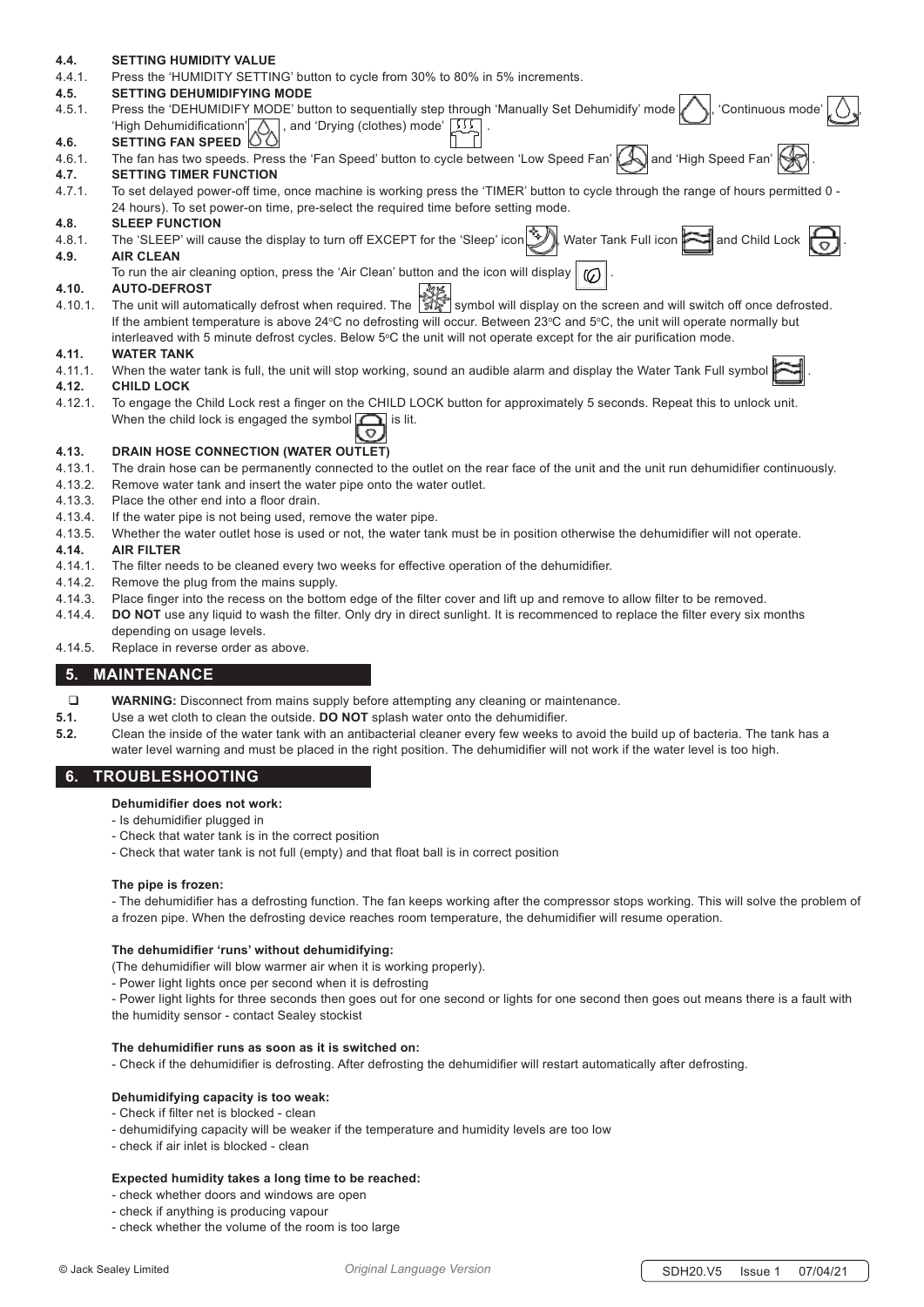#### 4.4. SETTING HUMIDITY VALUE

4.4.1. Press the 'HUMIDITY SETTING' button to cycle from 30% to 80% in 5% increments.

#### 4.5. SETTING DEHUMIDIFYING MODE

4.5.1. Press the 'DEHUMIDIFY MODE' button to sequentially step through 'Manually Set Dehumidify' mode, 'Continuous mode', 'High Dehumidificationn', and 'Drying (clothes) mode'.

#### 4.6. SETTING FAN SPEED

4.6.1. The fan has two speeds. Press the 'Fan Speed' button to cycle between 'Low Speed Fan' and 'High Speed Fan'.

#### 4.7. SETTING TIMER FUNCTION

4.7.1. To set delayed power-off time, once machine is working press the 'TIMER' button to cycle through the range of hours permitted 0 - 24 hours). To set power-on time, pre-select the required time before setting mode.

#### 4.8. SLEEP FUNCTION

4.8.1. The 'SLEEP' will cause the display to turn off EXCEPT for the 'Sleep' icon, Water Tank Full icon and Child Lock.

#### 4.9. AIR CLEAN

To run the air cleaning option, press the 'Air Clean' button and the icon will display.

#### 4.10. AUTO-DEFROST

4.10.1. The unit will automatically defrost when required. The symbol will display on the screen and will switch off once defrosted. If the ambient temperature is above 24ºC no defrosting will occur. Between 23ºC and 5ºC, the unit will operate normally but interleaved with 5 minute defrost cycles. Below 5ºC the unit will not operate except for the air purification mode.

#### 4.11. WATER TANK

4.11.1. When the water tank is full, the unit will stop working, sound an audible alarm and display the Water Tank Full symbol.

#### 4.12. CHILD LOCK

4.12.1. To engage the Child Lock rest a finger on the CHILD LOCK button for approximately 5 seconds. Repeat this to unlock unit. When the child lock is engaged the symbol is lit.

#### 4.13. DRAIN HOSE CONNECTION (WATER OUTLET)

4.13.1. The drain hose can be permanently connected to the outlet on the rear face of the unit and the unit run dehumidifier continuously.

4.13.2. Remove water tank and insert the water pipe onto the water outlet.

4.13.3. Place the other end into a floor drain.

4.13.4. If the water pipe is not being used, remove the water pipe.

4.13.5. Whether the water outlet hose is used or not, the water tank must be in position otherwise the dehumidifier will not operate.

#### 4.14. AIR FILTER

4.14.1. The filter needs to be cleaned every two weeks for effective operation of the dehumidifier.

4.14.2. Remove the plug from the mains supply.

4.14.3. Place finger into the recess on the bottom edge of the filter cover and lift up and remove to allow filter to be removed.

4.14.4. **DO NOT** use any liquid to wash the filter. Only dry in direct sunlight. It is recommenced to replace the filter every six months depending on usage levels.

4.14.5. Replace in reverse order as above.

## 5. MAINTENANCE

- ❑ **WARNING:** Disconnect from mains supply before attempting any cleaning or maintenance.

**5.1.** Use a wet cloth to clean the outside. **DO NOT** splash water onto the dehumidifier.

**5.2.** Clean the inside of the water tank with an antibacterial cleaner every few weeks to avoid the build up of bacteria. The tank has a water level warning and must be placed in the right position. The dehumidifier will not work if the water level is too high.

## 6. TROUBLESHOOTING

**Dehumidifier does not work:**

- Is dehumidifier plugged in
- Check that water tank is in the correct position
- Check that water tank is not full (empty) and that float ball is in correct position

**The pipe is frozen:**

- The dehumidifier has a defrosting function. The fan keeps working after the compressor stops working. This will solve the problem of a frozen pipe. When the defrosting device reaches room temperature, the dehumidifier will resume operation.

**The dehumidifier 'runs' without dehumidifying:**

(The dehumidifier will blow warmer air when it is working properly).

- Power light lights once per second when it is defrosting
- Power light lights for three seconds then goes out for one second or lights for one second then goes out means there is a fault with the humidity sensor - contact Sealey stockist

**The dehumidifier runs as soon as it is switched on:**

- Check if the dehumidifier is defrosting. After defrosting the dehumidifier will restart automatically after defrosting.

**Dehumidifying capacity is too weak:**

- Check if filter net is blocked - clean
- dehumidifying capacity will be weaker if the temperature and humidity levels are too low
- check if air inlet is blocked - clean

**Expected humidity takes a long time to be reached:**

- check whether doors and windows are open
- check if anything is producing vapour
- check whether the volume of the room is too large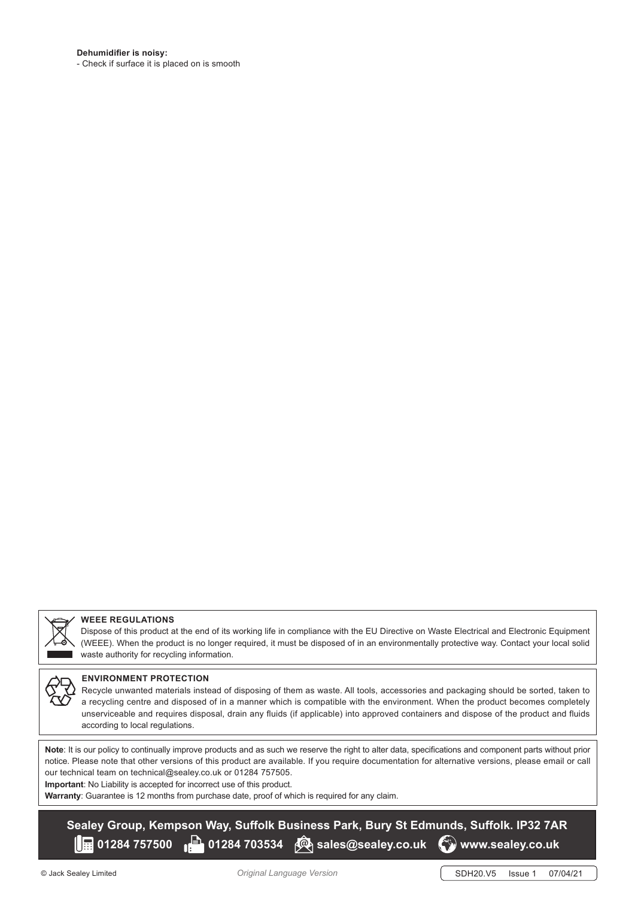**Dehumidifier is noisy:**

- Check if surface it is placed on is smooth

**WEEE REGULATIONS**

Dispose of this product at the end of its working life in compliance with the EU Directive on Waste Electrical and Electronic Equipment (WEEE). When the product is no longer required, it must be disposed of in an environmentally protective way. Contact your local solid waste authority for recycling information.

**ENVIRONMENT PROTECTION**

Recycle unwanted materials instead of disposing of them as waste. All tools, accessories and packaging should be sorted, taken to a recycling centre and disposed of in a manner which is compatible with the environment. When the product becomes completely unserviceable and requires disposal, drain any fluids (if applicable) into approved containers and dispose of the product and fluids according to local regulations.

**Note**: It is our policy to continually improve products and as such we reserve the right to alter data, specifications and component parts without prior notice. Please note that other versions of this product are available. If you require documentation for alternative versions, please email or call our technical team on technical@sealey.co.uk or 01284 757505.

**Important**: No Liability is accepted for incorrect use of this product.

**Warranty**: Guarantee is 12 months from purchase date, proof of which is required for any claim.

**Sealey Group, Kempson Way, Suffolk Business Park, Bury St Edmunds, Suffolk. IP32 7AR**

**01284 757500** **01284 703534** **sales@sealey.co.uk** **www.sealey.co.uk**

© Jack Sealey Limited *Original Language Version* SDH20.V5 Issue 1 07/04/21